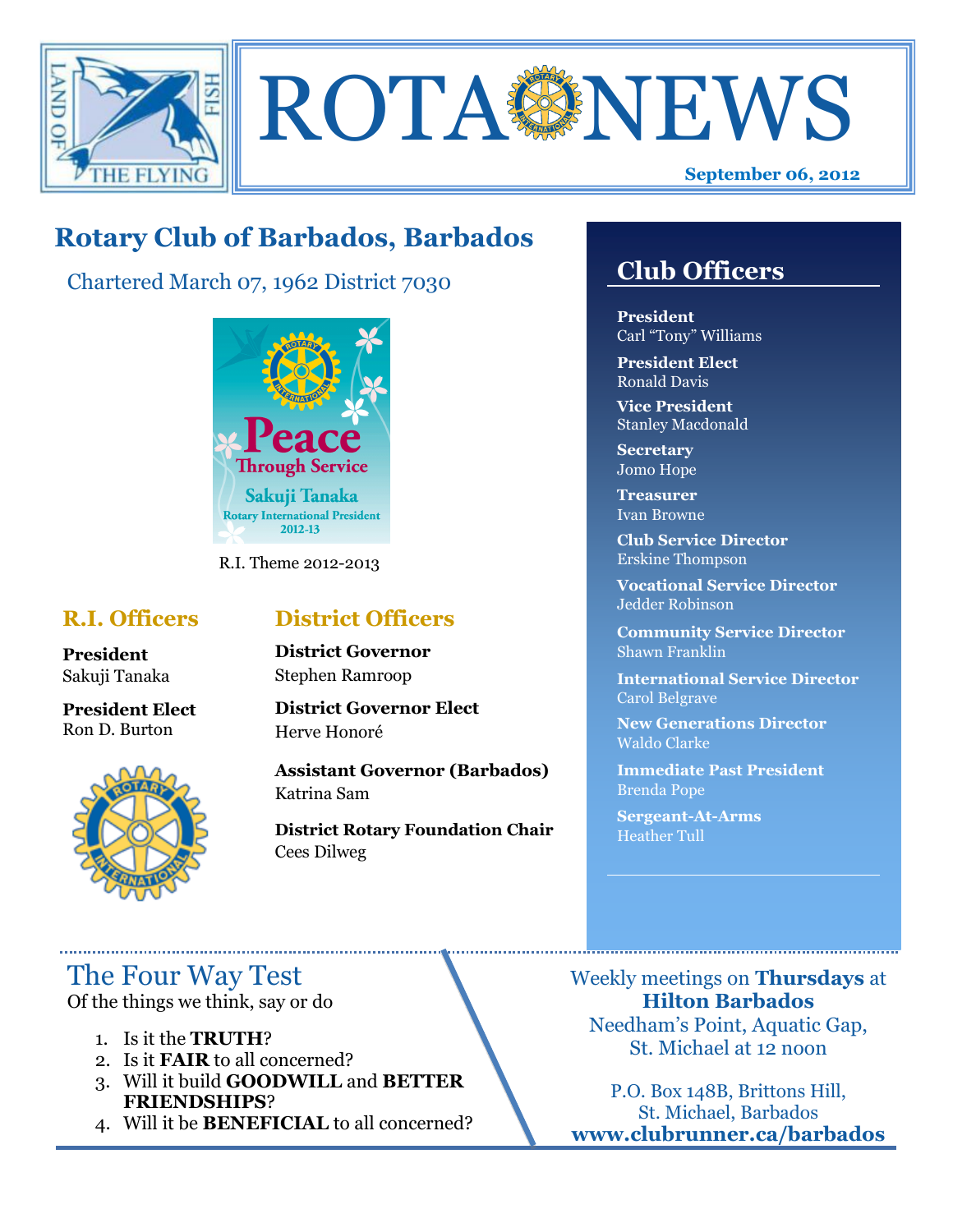# ROTA NEWS

**September 06, 2012**

## Rotary Club of Barbados, Barbados

Chartered March 07, 1962 District 7030

Peace Through Service
Sakuji Tanaka
Rotary International President
2012-13

R.I. Theme 2012-2013

### R.I. Officers

**President**
Sakuji Tanaka

**President Elect**
Ron D. Burton

### District Officers

**District Governor**
Stephen Ramroop

**District Governor Elect**
Herve Honoré

**Assistant Governor (Barbados)**
Katrina Sam

**District Rotary Foundation Chair**
Cees Dilweg

## Club Officers

**President**
Carl "Tony" Williams

**President Elect**
Ronald Davis

**Vice President**
Stanley Macdonald

**Secretary**
Jomo Hope

**Treasurer**
Ivan Browne

**Club Service Director**
Erskine Thompson

**Vocational Service Director**
Jedder Robinson

**Community Service Director**
Shawn Franklin

**International Service Director**
Carol Belgrave

**New Generations Director**
Waldo Clarke

**Immediate Past President**
Brenda Pope

**Sergeant-At-Arms**
Heather Tull

## The Four Way Test

Of the things we think, say or do

1. Is it the **TRUTH**?
2. Is it **FAIR** to all concerned?
3. Will it build **GOODWILL** and **BETTER FRIENDSHIPS**?
4. Will it be **BENEFICIAL** to all concerned?

Weekly meetings on **Thursdays** at **Hilton Barbados**
Needham's Point, Aquatic Gap, St. Michael at 12 noon

P.O. Box 148B, Brittons Hill, St. Michael, Barbados
**www.clubrunner.ca/barbados**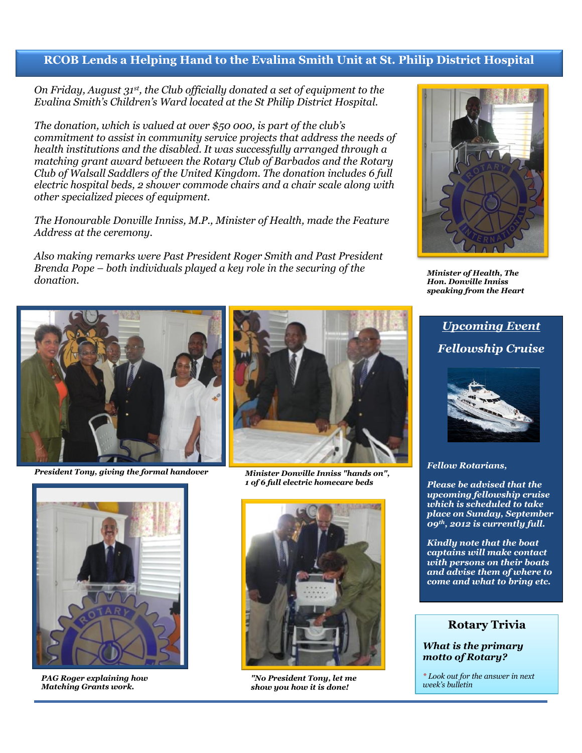## RCOB Lends a Helping Hand to the Evalina Smith Unit at St. Philip District Hospital

*On Friday, August 31st, the Club officially donated a set of equipment to the Evalina Smith's Children's Ward located at the St Philip District Hospital.*

*The donation, which is valued at over $50 000, is part of the club's commitment to assist in community service projects that address the needs of health institutions and the disabled. It was successfully arranged through a matching grant award between the Rotary Club of Barbados and the Rotary Club of Walsall Saddlers of the United Kingdom. The donation includes 6 full electric hospital beds, 2 shower commode chairs and a chair scale along with other specialized pieces of equipment.*

*The Honourable Donville Inniss, M.P., Minister of Health, made the Feature Address at the ceremony.*

*Also making remarks were Past President Roger Smith and Past President Brenda Pope – both individuals played a key role in the securing of the donation.*

***Minister of Health, The Hon. Donville Inniss speaking from the Heart***

***President Tony, giving the formal handover***

***Minister Donville Inniss "hands on", 1 of 6 full electric homecare beds***

***PAG Roger explaining how Matching Grants work.***

***"No President Tony, let me show you how it is done!***

### *Upcoming Event*

### *Fellowship Cruise*

***Fellow Rotarians,***

***Please be advised that the upcoming fellowship cruise which is scheduled to take place on Sunday, September 09th, 2012 is currently full.***

***Kindly note that the boat captains will make contact with persons on their boats and advise them of where to come and what to bring etc.***

### Rotary Trivia

***What is the primary motto of Rotary?***

*\* Look out for the answer in next week's bulletin*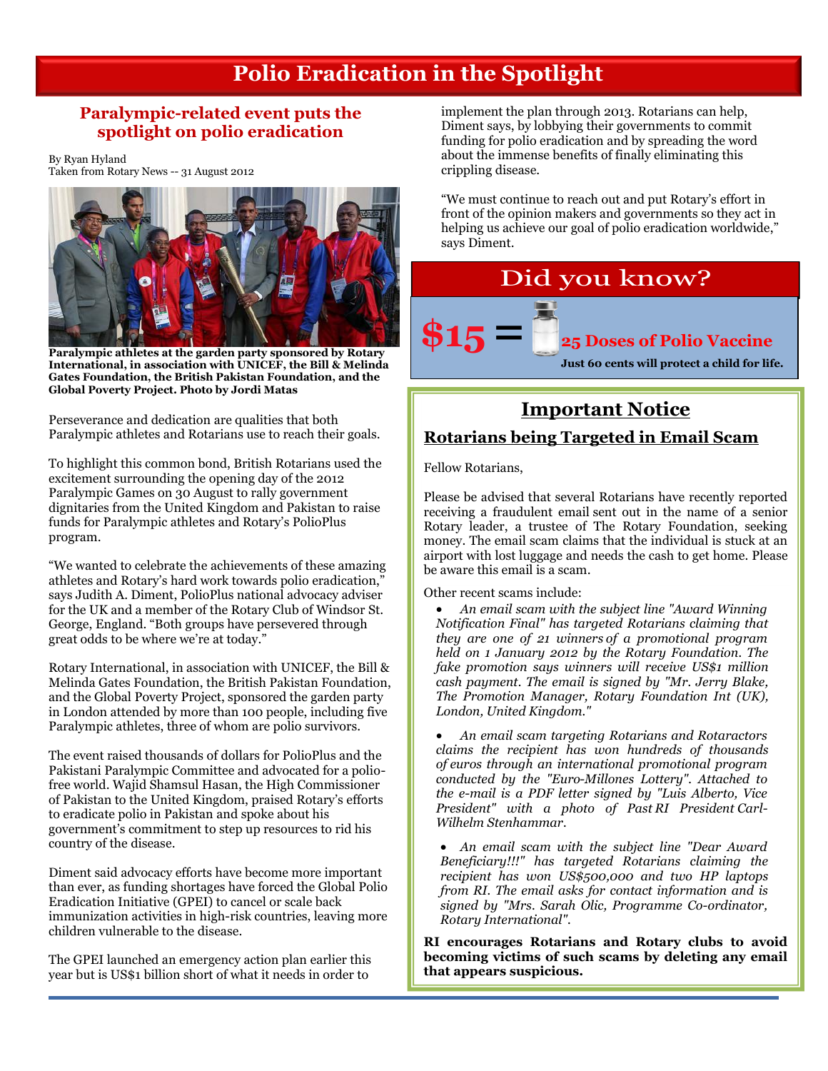# Polio Eradication in the Spotlight

## Paralympic-related event puts the spotlight on polio eradication

By Ryan Hyland
Taken from Rotary News -- 31 August 2012

**Paralympic athletes at the garden party sponsored by Rotary International, in association with UNICEF, the Bill & Melinda Gates Foundation, the British Pakistan Foundation, and the Global Poverty Project. Photo by Jordi Matas**

Perseverance and dedication are qualities that both Paralympic athletes and Rotarians use to reach their goals.

To highlight this common bond, British Rotarians used the excitement surrounding the opening day of the 2012 Paralympic Games on 30 August to rally government dignitaries from the United Kingdom and Pakistan to raise funds for Paralympic athletes and Rotary's PolioPlus program.

"We wanted to celebrate the achievements of these amazing athletes and Rotary's hard work towards polio eradication," says Judith A. Diment, PolioPlus national advocacy adviser for the UK and a member of the Rotary Club of Windsor St. George, England. "Both groups have persevered through great odds to be where we're at today."

Rotary International, in association with UNICEF, the Bill & Melinda Gates Foundation, the British Pakistan Foundation, and the Global Poverty Project, sponsored the garden party in London attended by more than 100 people, including five Paralympic athletes, three of whom are polio survivors.

The event raised thousands of dollars for PolioPlus and the Pakistani Paralympic Committee and advocated for a polio-free world. Wajid Shamsul Hasan, the High Commissioner of Pakistan to the United Kingdom, praised Rotary's efforts to eradicate polio in Pakistan and spoke about his government's commitment to step up resources to rid his country of the disease.

Diment said advocacy efforts have become more important than ever, as funding shortages have forced the Global Polio Eradication Initiative (GPEI) to cancel or scale back immunization activities in high-risk countries, leaving more children vulnerable to the disease.

The GPEI launched an emergency action plan earlier this year but is US$1 billion short of what it needs in order to implement the plan through 2013. Rotarians can help, Diment says, by lobbying their governments to commit funding for polio eradication and by spreading the word about the immense benefits of finally eliminating this crippling disease.

"We must continue to reach out and put Rotary's effort in front of the opinion makers and governments so they act in helping us achieve our goal of polio eradication worldwide," says Diment.

## Did you know?

**$15 = 25 Doses of Polio Vaccine**

**Just 60 cents will protect a child for life.**

## Important Notice

### Rotarians being Targeted in Email Scam

Fellow Rotarians,

Please be advised that several Rotarians have recently reported receiving a fraudulent email sent out in the name of a senior Rotary leader, a trustee of The Rotary Foundation, seeking money. The email scam claims that the individual is stuck at an airport with lost luggage and needs the cash to get home. Please be aware this email is a scam.

Other recent scams include:

- *An email scam with the subject line "Award Winning Notification Final" has targeted Rotarians claiming that they are one of 21 winners of a promotional program held on 1 January 2012 by the Rotary Foundation. The fake promotion says winners will receive US$1 million cash payment. The email is signed by "Mr. Jerry Blake, The Promotion Manager, Rotary Foundation Int (UK), London, United Kingdom."*
- *An email scam targeting Rotarians and Rotaractors claims the recipient has won hundreds of thousands of euros through an international promotional program conducted by the "Euro-Millones Lottery". Attached to the e-mail is a PDF letter signed by "Luis Alberto, Vice President" with a photo of Past RI President Carl-Wilhelm Stenhammar.*
- *An email scam with the subject line "Dear Award Beneficiary!!!" has targeted Rotarians claiming the recipient has won US$500,000 and two HP laptops from RI. The email asks for contact information and is signed by "Mrs. Sarah Olic, Programme Co-ordinator, Rotary International".*

**RI encourages Rotarians and Rotary clubs to avoid becoming victims of such scams by deleting any email that appears suspicious.**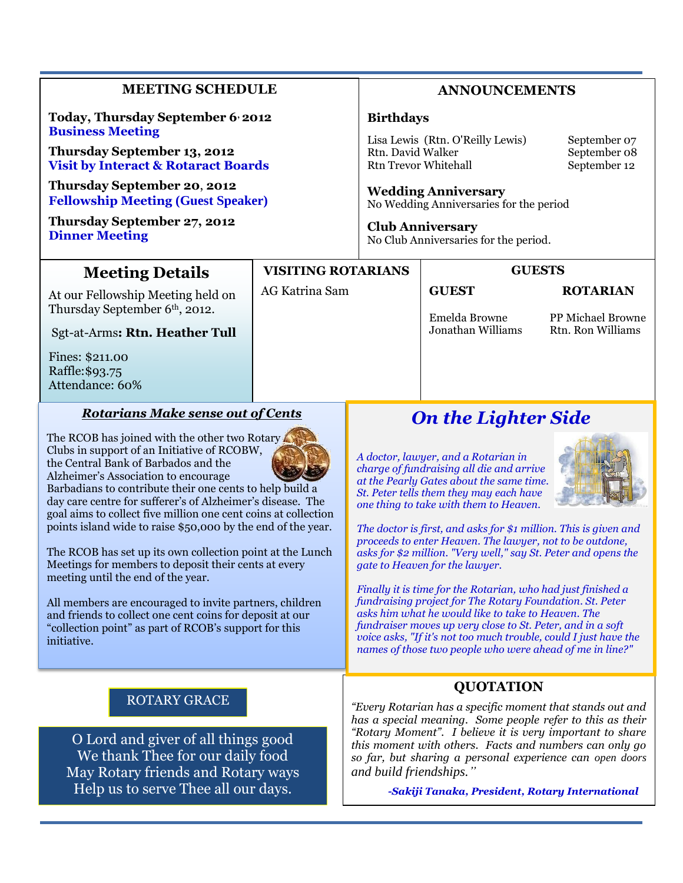## MEETING SCHEDULE

**Today, Thursday September 6, 2012**
**Business Meeting**

**Thursday September 13, 2012**
**Visit by Interact & Rotaract Boards**

**Thursday September 20, 2012**
**Fellowship Meeting (Guest Speaker)**

**Thursday September 27, 2012**
**Dinner Meeting**

## ANNOUNCEMENTS

**Birthdays**

| | |
|---|---|
| Lisa Lewis (Rtn. O'Reilly Lewis) | September 07 |
| Rtn. David Walker | September 08 |
| Rtn Trevor Whitehall | September 12 |

**Wedding Anniversary**
No Wedding Anniversaries for the period

**Club Anniversary**
No Club Anniversaries for the period.

## Meeting Details

At our Fellowship Meeting held on Thursday September 6th, 2012.

Sgt-at-Arms**: Rtn. Heather Tull**

Fines: $211.00
Raffle:$93.75
Attendance: 60%

### VISITING ROTARIANS

AG Katrina Sam

### GUESTS

| GUEST | ROTARIAN |
|---|---|
| Emelda Browne | PP Michael Browne |
| Jonathan Williams | Rtn. Ron Williams |

### *Rotarians Make sense out of Cents*

The RCOB has joined with the other two Rotary Clubs in support of an Initiative of RCOBW, the Central Bank of Barbados and the Alzheimer's Association to encourage Barbadians to contribute their one cents to help build a day care centre for sufferer's of Alzheimer's disease. The goal aims to collect five million one cent coins at collection points island wide to raise $50,000 by the end of the year.

The RCOB has set up its own collection point at the Lunch Meetings for members to deposit their cents at every meeting until the end of the year.

All members are encouraged to invite partners, children and friends to collect one cent coins for deposit at our "collection point" as part of RCOB's support for this initiative.

## *On the Lighter Side*

*A doctor, lawyer, and a Rotarian in charge of fundraising all die and arrive at the Pearly Gates about the same time. St. Peter tells them they may each have one thing to take with them to Heaven.*

*The doctor is first, and asks for $1 million. This is given and proceeds to enter Heaven. The lawyer, not to be outdone, asks for $2 million. "Very well," say St. Peter and opens the gate to Heaven for the lawyer.*

*Finally it is time for the Rotarian, who had just finished a fundraising project for The Rotary Foundation. St. Peter asks him what he would like to take to Heaven. The fundraiser moves up very close to St. Peter, and in a soft voice asks, "If it's not too much trouble, could I just have the names of those two people who were ahead of me in line?"*

### ROTARY GRACE

O Lord and giver of all things good
We thank Thee for our daily food
May Rotary friends and Rotary ways
Help us to serve Thee all our days.

### QUOTATION

*"Every Rotarian has a specific moment that stands out and has a special meaning. Some people refer to this as their "Rotary Moment". I believe it is very important to share this moment with others. Facts and numbers can only go so far, but sharing a personal experience can open doors and build friendships."*

***-Sakiji Tanaka, President, Rotary International***